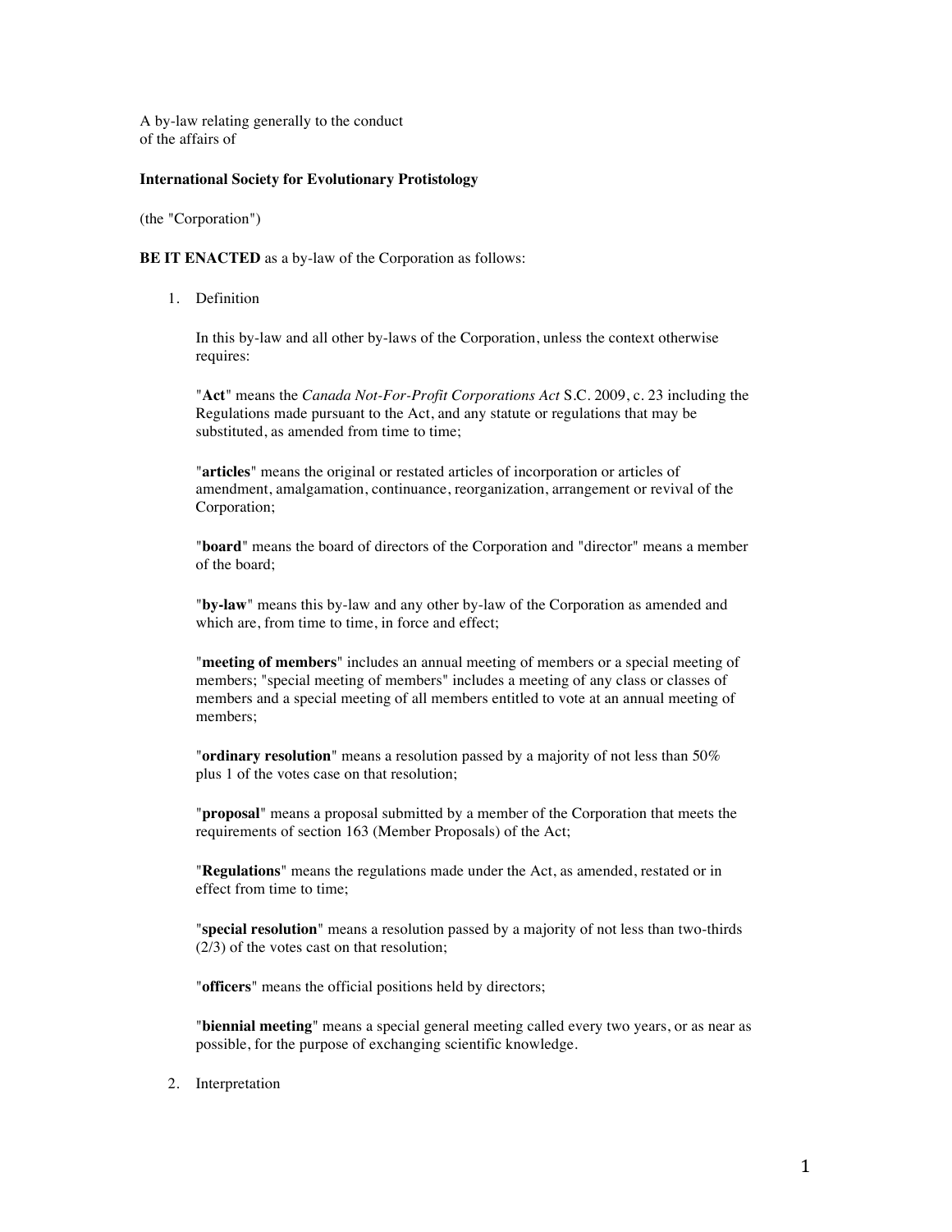A by-law relating generally to the conduct
of the affairs of

**International Society for Evolutionary Protistology**

(the "Corporation")

**BE IT ENACTED** as a by-law of the Corporation as follows:

1. Definition

   In this by-law and all other by-laws of the Corporation, unless the context otherwise requires:

   "**Act**" means the *Canada Not-For-Profit Corporations Act* S.C. 2009, c. 23 including the Regulations made pursuant to the Act, and any statute or regulations that may be substituted, as amended from time to time;

   "**articles**" means the original or restated articles of incorporation or articles of amendment, amalgamation, continuance, reorganization, arrangement or revival of the Corporation;

   "**board**" means the board of directors of the Corporation and "director" means a member of the board;

   "**by-law**" means this by-law and any other by-law of the Corporation as amended and which are, from time to time, in force and effect;

   "**meeting of members**" includes an annual meeting of members or a special meeting of members; "special meeting of members" includes a meeting of any class or classes of members and a special meeting of all members entitled to vote at an annual meeting of members;

   "**ordinary resolution**" means a resolution passed by a majority of not less than 50% plus 1 of the votes case on that resolution;

   "**proposal**" means a proposal submitted by a member of the Corporation that meets the requirements of section 163 (Member Proposals) of the Act;

   "**Regulations**" means the regulations made under the Act, as amended, restated or in effect from time to time;

   "**special resolution**" means a resolution passed by a majority of not less than two-thirds (2/3) of the votes cast on that resolution;

   "**officers**" means the official positions held by directors;

   "**biennial meeting**" means a special general meeting called every two years, or as near as possible, for the purpose of exchanging scientific knowledge.

2. Interpretation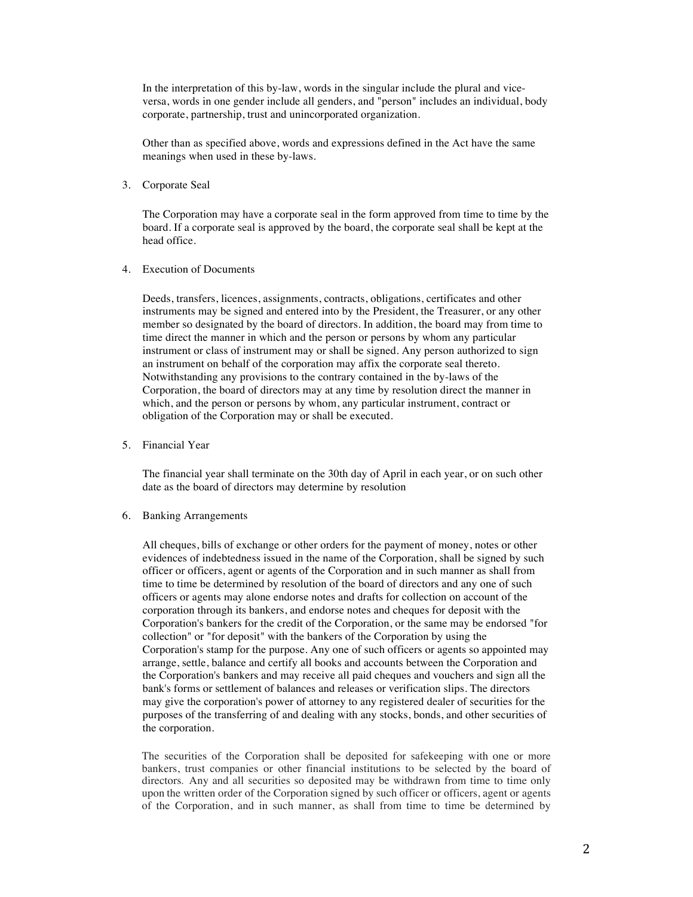In the interpretation of this by-law, words in the singular include the plural and vice-versa, words in one gender include all genders, and "person" includes an individual, body corporate, partnership, trust and unincorporated organization.

Other than as specified above, words and expressions defined in the Act have the same meanings when used in these by-laws.

3. Corporate Seal

The Corporation may have a corporate seal in the form approved from time to time by the board. If a corporate seal is approved by the board, the corporate seal shall be kept at the head office.

4. Execution of Documents

Deeds, transfers, licences, assignments, contracts, obligations, certificates and other instruments may be signed and entered into by the President, the Treasurer, or any other member so designated by the board of directors. In addition, the board may from time to time direct the manner in which and the person or persons by whom any particular instrument or class of instrument may or shall be signed. Any person authorized to sign an instrument on behalf of the corporation may affix the corporate seal thereto. Notwithstanding any provisions to the contrary contained in the by-laws of the Corporation, the board of directors may at any time by resolution direct the manner in which, and the person or persons by whom, any particular instrument, contract or obligation of the Corporation may or shall be executed.

5. Financial Year

The financial year shall terminate on the 30th day of April in each year, or on such other date as the board of directors may determine by resolution

6. Banking Arrangements

All cheques, bills of exchange or other orders for the payment of money, notes or other evidences of indebtedness issued in the name of the Corporation, shall be signed by such officer or officers, agent or agents of the Corporation and in such manner as shall from time to time be determined by resolution of the board of directors and any one of such officers or agents may alone endorse notes and drafts for collection on account of the corporation through its bankers, and endorse notes and cheques for deposit with the Corporation's bankers for the credit of the Corporation, or the same may be endorsed "for collection" or "for deposit" with the bankers of the Corporation by using the Corporation's stamp for the purpose. Any one of such officers or agents so appointed may arrange, settle, balance and certify all books and accounts between the Corporation and the Corporation's bankers and may receive all paid cheques and vouchers and sign all the bank's forms or settlement of balances and releases or verification slips. The directors may give the corporation's power of attorney to any registered dealer of securities for the purposes of the transferring of and dealing with any stocks, bonds, and other securities of the corporation.

The securities of the Corporation shall be deposited for safekeeping with one or more bankers, trust companies or other financial institutions to be selected by the board of directors. Any and all securities so deposited may be withdrawn from time to time only upon the written order of the Corporation signed by such officer or officers, agent or agents of the Corporation, and in such manner, as shall from time to time be determined by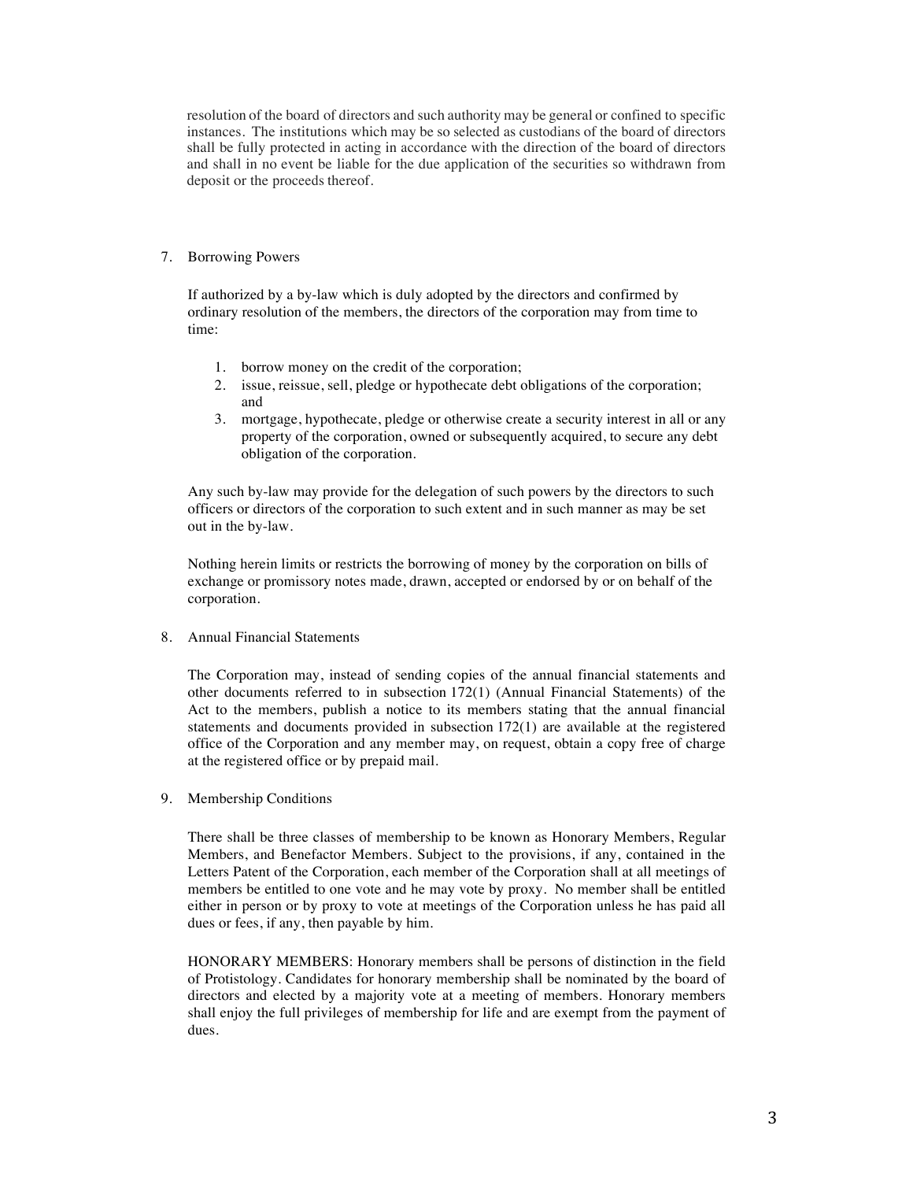resolution of the board of directors and such authority may be general or confined to specific instances. The institutions which may be so selected as custodians of the board of directors shall be fully protected in acting in accordance with the direction of the board of directors and shall in no event be liable for the due application of the securities so withdrawn from deposit or the proceeds thereof.

7. Borrowing Powers

   If authorized by a by-law which is duly adopted by the directors and confirmed by ordinary resolution of the members, the directors of the corporation may from time to time:

   1. borrow money on the credit of the corporation;
   2. issue, reissue, sell, pledge or hypothecate debt obligations of the corporation; and
   3. mortgage, hypothecate, pledge or otherwise create a security interest in all or any property of the corporation, owned or subsequently acquired, to secure any debt obligation of the corporation.

   Any such by-law may provide for the delegation of such powers by the directors to such officers or directors of the corporation to such extent and in such manner as may be set out in the by-law.

   Nothing herein limits or restricts the borrowing of money by the corporation on bills of exchange or promissory notes made, drawn, accepted or endorsed by or on behalf of the corporation.

8. Annual Financial Statements

   The Corporation may, instead of sending copies of the annual financial statements and other documents referred to in subsection 172(1) (Annual Financial Statements) of the Act to the members, publish a notice to its members stating that the annual financial statements and documents provided in subsection 172(1) are available at the registered office of the Corporation and any member may, on request, obtain a copy free of charge at the registered office or by prepaid mail.

9. Membership Conditions

   There shall be three classes of membership to be known as Honorary Members, Regular Members, and Benefactor Members. Subject to the provisions, if any, contained in the Letters Patent of the Corporation, each member of the Corporation shall at all meetings of members be entitled to one vote and he may vote by proxy. No member shall be entitled either in person or by proxy to vote at meetings of the Corporation unless he has paid all dues or fees, if any, then payable by him.

   HONORARY MEMBERS: Honorary members shall be persons of distinction in the field of Protistology. Candidates for honorary membership shall be nominated by the board of directors and elected by a majority vote at a meeting of members. Honorary members shall enjoy the full privileges of membership for life and are exempt from the payment of dues.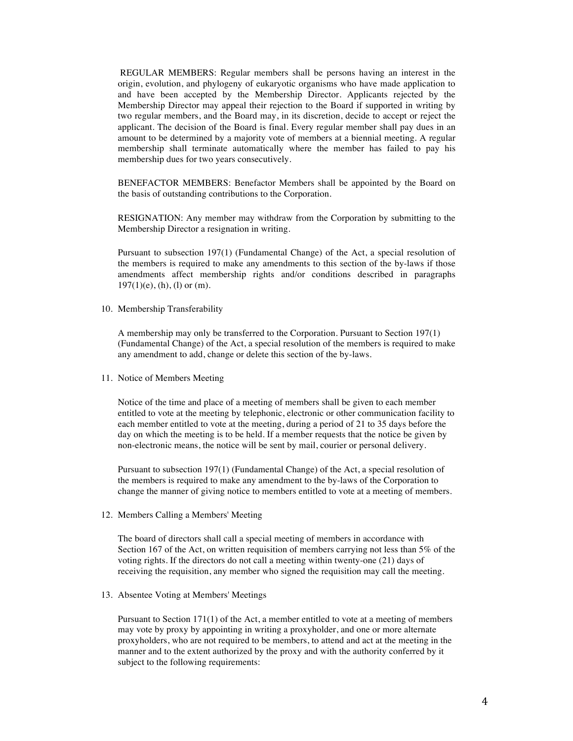REGULAR MEMBERS: Regular members shall be persons having an interest in the origin, evolution, and phylogeny of eukaryotic organisms who have made application to and have been accepted by the Membership Director. Applicants rejected by the Membership Director may appeal their rejection to the Board if supported in writing by two regular members, and the Board may, in its discretion, decide to accept or reject the applicant. The decision of the Board is final. Every regular member shall pay dues in an amount to be determined by a majority vote of members at a biennial meeting. A regular membership shall terminate automatically where the member has failed to pay his membership dues for two years consecutively.

BENEFACTOR MEMBERS: Benefactor Members shall be appointed by the Board on the basis of outstanding contributions to the Corporation.

RESIGNATION: Any member may withdraw from the Corporation by submitting to the Membership Director a resignation in writing.

Pursuant to subsection 197(1) (Fundamental Change) of the Act, a special resolution of the members is required to make any amendments to this section of the by-laws if those amendments affect membership rights and/or conditions described in paragraphs 197(1)(e), (h), (l) or (m).

10. Membership Transferability

A membership may only be transferred to the Corporation. Pursuant to Section 197(1) (Fundamental Change) of the Act, a special resolution of the members is required to make any amendment to add, change or delete this section of the by-laws.

11. Notice of Members Meeting

Notice of the time and place of a meeting of members shall be given to each member entitled to vote at the meeting by telephonic, electronic or other communication facility to each member entitled to vote at the meeting, during a period of 21 to 35 days before the day on which the meeting is to be held. If a member requests that the notice be given by non-electronic means, the notice will be sent by mail, courier or personal delivery.

Pursuant to subsection 197(1) (Fundamental Change) of the Act, a special resolution of the members is required to make any amendment to the by-laws of the Corporation to change the manner of giving notice to members entitled to vote at a meeting of members.

12. Members Calling a Members' Meeting

The board of directors shall call a special meeting of members in accordance with Section 167 of the Act, on written requisition of members carrying not less than 5% of the voting rights. If the directors do not call a meeting within twenty-one (21) days of receiving the requisition, any member who signed the requisition may call the meeting.

13. Absentee Voting at Members' Meetings

Pursuant to Section 171(1) of the Act, a member entitled to vote at a meeting of members may vote by proxy by appointing in writing a proxyholder, and one or more alternate proxyholders, who are not required to be members, to attend and act at the meeting in the manner and to the extent authorized by the proxy and with the authority conferred by it subject to the following requirements: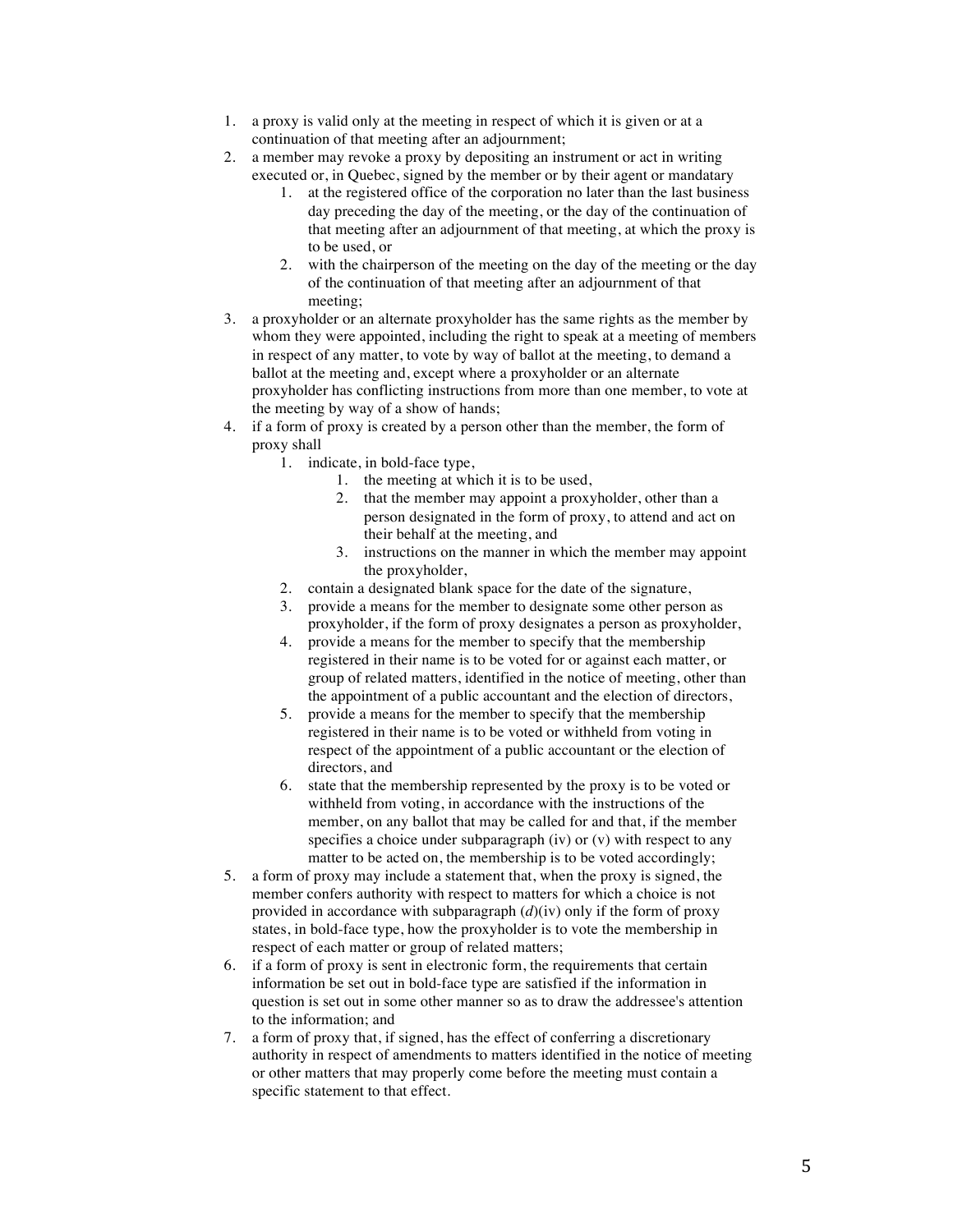1. a proxy is valid only at the meeting in respect of which it is given or at a continuation of that meeting after an adjournment;
2. a member may revoke a proxy by depositing an instrument or act in writing executed or, in Quebec, signed by the member or by their agent or mandatary
    1. at the registered office of the corporation no later than the last business day preceding the day of the meeting, or the day of the continuation of that meeting after an adjournment of that meeting, at which the proxy is to be used, or
    2. with the chairperson of the meeting on the day of the meeting or the day of the continuation of that meeting after an adjournment of that meeting;
3. a proxyholder or an alternate proxyholder has the same rights as the member by whom they were appointed, including the right to speak at a meeting of members in respect of any matter, to vote by way of ballot at the meeting, to demand a ballot at the meeting and, except where a proxyholder or an alternate proxyholder has conflicting instructions from more than one member, to vote at the meeting by way of a show of hands;
4. if a form of proxy is created by a person other than the member, the form of proxy shall
    1. indicate, in bold-face type,
        1. the meeting at which it is to be used,
        2. that the member may appoint a proxyholder, other than a person designated in the form of proxy, to attend and act on their behalf at the meeting, and
        3. instructions on the manner in which the member may appoint the proxyholder,
    2. contain a designated blank space for the date of the signature,
    3. provide a means for the member to designate some other person as proxyholder, if the form of proxy designates a person as proxyholder,
    4. provide a means for the member to specify that the membership registered in their name is to be voted for or against each matter, or group of related matters, identified in the notice of meeting, other than the appointment of a public accountant and the election of directors,
    5. provide a means for the member to specify that the membership registered in their name is to be voted or withheld from voting in respect of the appointment of a public accountant or the election of directors, and
    6. state that the membership represented by the proxy is to be voted or withheld from voting, in accordance with the instructions of the member, on any ballot that may be called for and that, if the member specifies a choice under subparagraph (iv) or (v) with respect to any matter to be acted on, the membership is to be voted accordingly;
5. a form of proxy may include a statement that, when the proxy is signed, the member confers authority with respect to matters for which a choice is not provided in accordance with subparagraph (*d*)(iv) only if the form of proxy states, in bold-face type, how the proxyholder is to vote the membership in respect of each matter or group of related matters;
6. if a form of proxy is sent in electronic form, the requirements that certain information be set out in bold-face type are satisfied if the information in question is set out in some other manner so as to draw the addressee's attention to the information; and
7. a form of proxy that, if signed, has the effect of conferring a discretionary authority in respect of amendments to matters identified in the notice of meeting or other matters that may properly come before the meeting must contain a specific statement to that effect.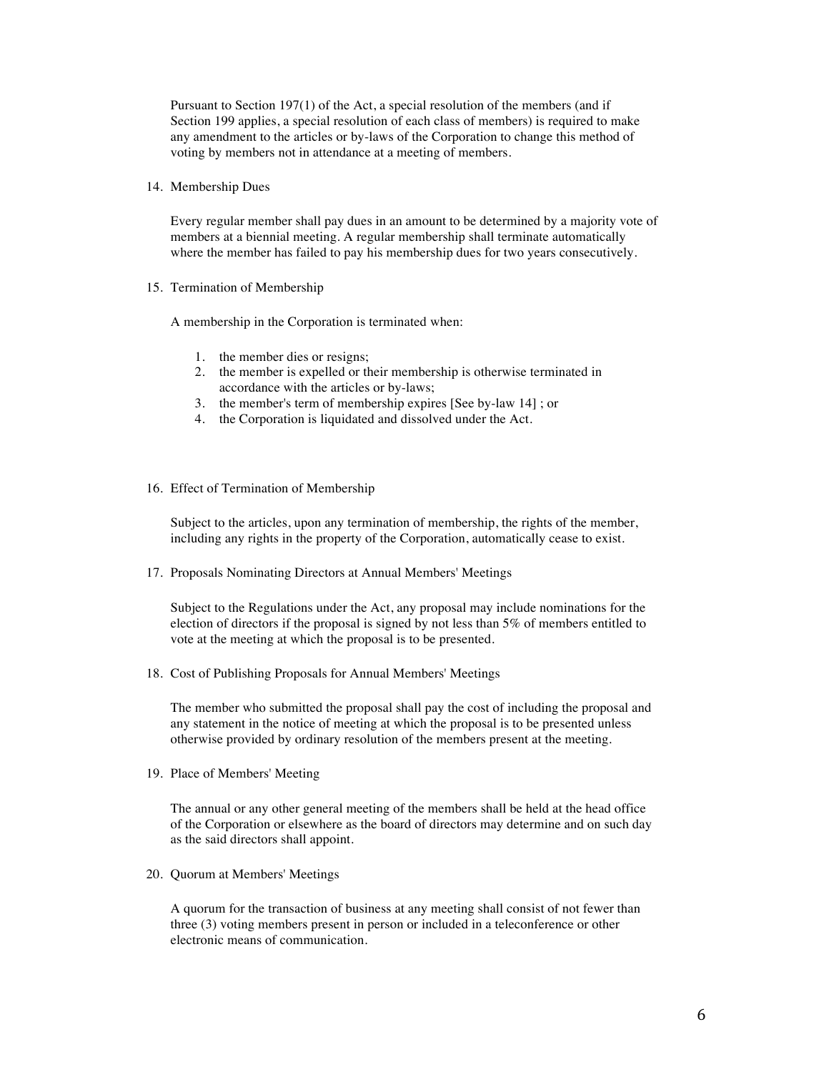Pursuant to Section 197(1) of the Act, a special resolution of the members (and if Section 199 applies, a special resolution of each class of members) is required to make any amendment to the articles or by-laws of the Corporation to change this method of voting by members not in attendance at a meeting of members.

14. Membership Dues

Every regular member shall pay dues in an amount to be determined by a majority vote of members at a biennial meeting. A regular membership shall terminate automatically where the member has failed to pay his membership dues for two years consecutively.

15. Termination of Membership

A membership in the Corporation is terminated when:

1. the member dies or resigns;
2. the member is expelled or their membership is otherwise terminated in accordance with the articles or by-laws;
3. the member's term of membership expires [See by-law 14] ; or
4. the Corporation is liquidated and dissolved under the Act.

16. Effect of Termination of Membership

Subject to the articles, upon any termination of membership, the rights of the member, including any rights in the property of the Corporation, automatically cease to exist.

17. Proposals Nominating Directors at Annual Members' Meetings

Subject to the Regulations under the Act, any proposal may include nominations for the election of directors if the proposal is signed by not less than 5% of members entitled to vote at the meeting at which the proposal is to be presented.

18. Cost of Publishing Proposals for Annual Members' Meetings

The member who submitted the proposal shall pay the cost of including the proposal and any statement in the notice of meeting at which the proposal is to be presented unless otherwise provided by ordinary resolution of the members present at the meeting.

19. Place of Members' Meeting

The annual or any other general meeting of the members shall be held at the head office of the Corporation or elsewhere as the board of directors may determine and on such day as the said directors shall appoint.

20. Quorum at Members' Meetings

A quorum for the transaction of business at any meeting shall consist of not fewer than three (3) voting members present in person or included in a teleconference or other electronic means of communication.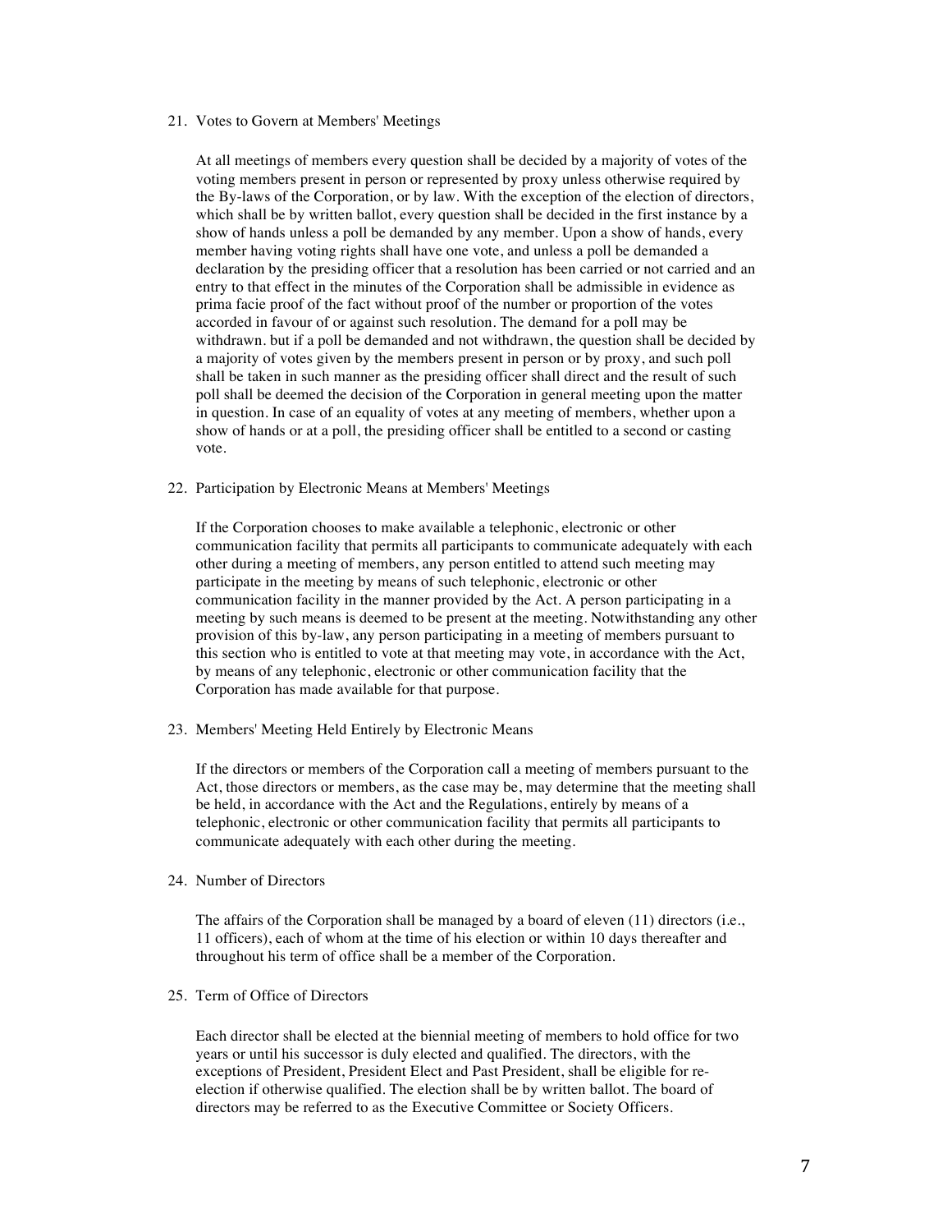21. Votes to Govern at Members' Meetings

    At all meetings of members every question shall be decided by a majority of votes of the voting members present in person or represented by proxy unless otherwise required by the By-laws of the Corporation, or by law. With the exception of the election of directors, which shall be by written ballot, every question shall be decided in the first instance by a show of hands unless a poll be demanded by any member. Upon a show of hands, every member having voting rights shall have one vote, and unless a poll be demanded a declaration by the presiding officer that a resolution has been carried or not carried and an entry to that effect in the minutes of the Corporation shall be admissible in evidence as prima facie proof of the fact without proof of the number or proportion of the votes accorded in favour of or against such resolution. The demand for a poll may be withdrawn. but if a poll be demanded and not withdrawn, the question shall be decided by a majority of votes given by the members present in person or by proxy, and such poll shall be taken in such manner as the presiding officer shall direct and the result of such poll shall be deemed the decision of the Corporation in general meeting upon the matter in question. In case of an equality of votes at any meeting of members, whether upon a show of hands or at a poll, the presiding officer shall be entitled to a second or casting vote.

22. Participation by Electronic Means at Members' Meetings

    If the Corporation chooses to make available a telephonic, electronic or other communication facility that permits all participants to communicate adequately with each other during a meeting of members, any person entitled to attend such meeting may participate in the meeting by means of such telephonic, electronic or other communication facility in the manner provided by the Act. A person participating in a meeting by such means is deemed to be present at the meeting. Notwithstanding any other provision of this by-law, any person participating in a meeting of members pursuant to this section who is entitled to vote at that meeting may vote, in accordance with the Act, by means of any telephonic, electronic or other communication facility that the Corporation has made available for that purpose.

23. Members' Meeting Held Entirely by Electronic Means

    If the directors or members of the Corporation call a meeting of members pursuant to the Act, those directors or members, as the case may be, may determine that the meeting shall be held, in accordance with the Act and the Regulations, entirely by means of a telephonic, electronic or other communication facility that permits all participants to communicate adequately with each other during the meeting.

24. Number of Directors

    The affairs of the Corporation shall be managed by a board of eleven (11) directors (i.e., 11 officers), each of whom at the time of his election or within 10 days thereafter and throughout his term of office shall be a member of the Corporation.

25. Term of Office of Directors

    Each director shall be elected at the biennial meeting of members to hold office for two years or until his successor is duly elected and qualified. The directors, with the exceptions of President, President Elect and Past President, shall be eligible for re-election if otherwise qualified. The election shall be by written ballot. The board of directors may be referred to as the Executive Committee or Society Officers.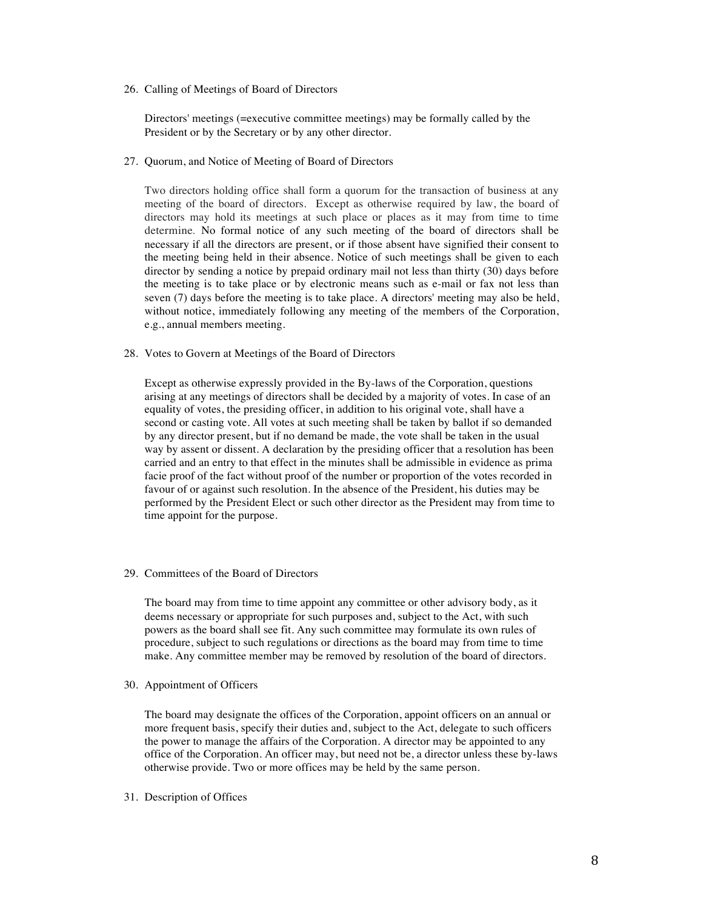26. Calling of Meetings of Board of Directors

    Directors' meetings (=executive committee meetings) may be formally called by the President or by the Secretary or by any other director.

27. Quorum, and Notice of Meeting of Board of Directors

    Two directors holding office shall form a quorum for the transaction of business at any meeting of the board of directors. Except as otherwise required by law, the board of directors may hold its meetings at such place or places as it may from time to time determine. No formal notice of any such meeting of the board of directors shall be necessary if all the directors are present, or if those absent have signified their consent to the meeting being held in their absence. Notice of such meetings shall be given to each director by sending a notice by prepaid ordinary mail not less than thirty (30) days before the meeting is to take place or by electronic means such as e-mail or fax not less than seven (7) days before the meeting is to take place. A directors' meeting may also be held, without notice, immediately following any meeting of the members of the Corporation, e.g., annual members meeting.

28. Votes to Govern at Meetings of the Board of Directors

    Except as otherwise expressly provided in the By-laws of the Corporation, questions arising at any meetings of directors shall be decided by a majority of votes. In case of an equality of votes, the presiding officer, in addition to his original vote, shall have a second or casting vote. All votes at such meeting shall be taken by ballot if so demanded by any director present, but if no demand be made, the vote shall be taken in the usual way by assent or dissent. A declaration by the presiding officer that a resolution has been carried and an entry to that effect in the minutes shall be admissible in evidence as prima facie proof of the fact without proof of the number or proportion of the votes recorded in favour of or against such resolution. In the absence of the President, his duties may be performed by the President Elect or such other director as the President may from time to time appoint for the purpose.

29. Committees of the Board of Directors

    The board may from time to time appoint any committee or other advisory body, as it deems necessary or appropriate for such purposes and, subject to the Act, with such powers as the board shall see fit. Any such committee may formulate its own rules of procedure, subject to such regulations or directions as the board may from time to time make. Any committee member may be removed by resolution of the board of directors.

30. Appointment of Officers

    The board may designate the offices of the Corporation, appoint officers on an annual or more frequent basis, specify their duties and, subject to the Act, delegate to such officers the power to manage the affairs of the Corporation. A director may be appointed to any office of the Corporation. An officer may, but need not be, a director unless these by-laws otherwise provide. Two or more offices may be held by the same person.

31. Description of Offices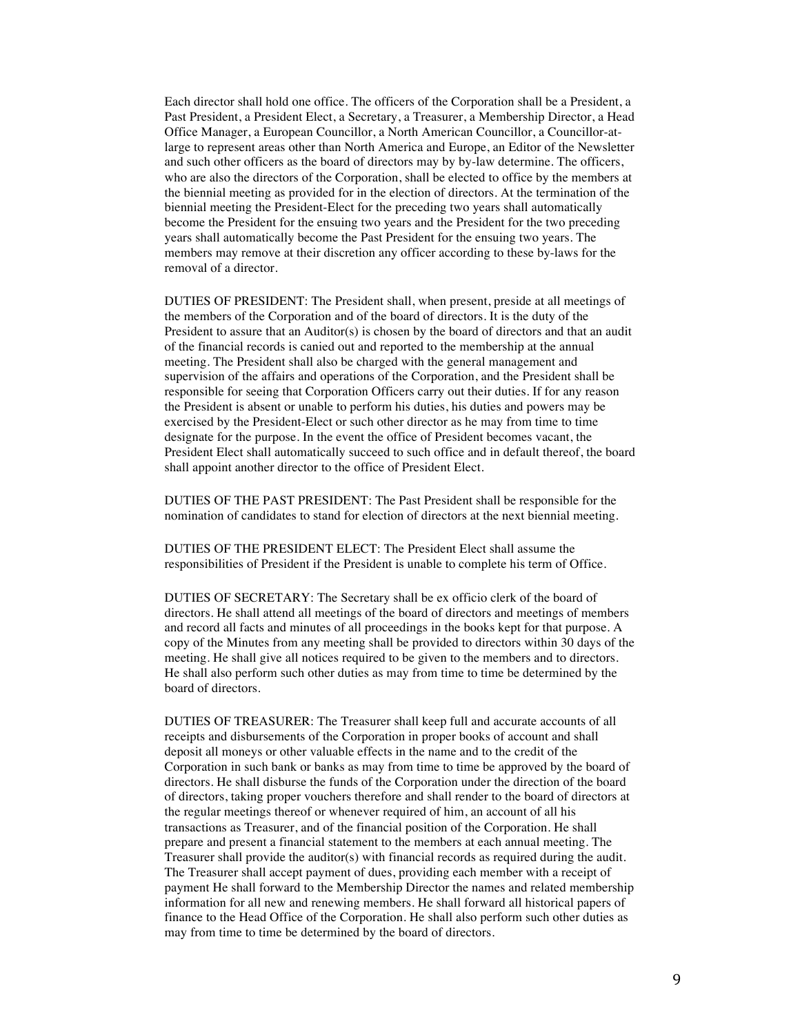Each director shall hold one office. The officers of the Corporation shall be a President, a Past President, a President Elect, a Secretary, a Treasurer, a Membership Director, a Head Office Manager, a European Councillor, a North American Councillor, a Councillor-at-large to represent areas other than North America and Europe, an Editor of the Newsletter and such other officers as the board of directors may by by-law determine. The officers, who are also the directors of the Corporation, shall be elected to office by the members at the biennial meeting as provided for in the election of directors. At the termination of the biennial meeting the President-Elect for the preceding two years shall automatically become the President for the ensuing two years and the President for the two preceding years shall automatically become the Past President for the ensuing two years. The members may remove at their discretion any officer according to these by-laws for the removal of a director.

DUTIES OF PRESIDENT: The President shall, when present, preside at all meetings of the members of the Corporation and of the board of directors. It is the duty of the President to assure that an Auditor(s) is chosen by the board of directors and that an audit of the financial records is canied out and reported to the membership at the annual meeting. The President shall also be charged with the general management and supervision of the affairs and operations of the Corporation, and the President shall be responsible for seeing that Corporation Officers carry out their duties. If for any reason the President is absent or unable to perform his duties, his duties and powers may be exercised by the President-Elect or such other director as he may from time to time designate for the purpose. In the event the office of President becomes vacant, the President Elect shall automatically succeed to such office and in default thereof, the board shall appoint another director to the office of President Elect.

DUTIES OF THE PAST PRESIDENT: The Past President shall be responsible for the nomination of candidates to stand for election of directors at the next biennial meeting.

DUTIES OF THE PRESIDENT ELECT: The President Elect shall assume the responsibilities of President if the President is unable to complete his term of Office.

DUTIES OF SECRETARY: The Secretary shall be ex officio clerk of the board of directors. He shall attend all meetings of the board of directors and meetings of members and record all facts and minutes of all proceedings in the books kept for that purpose. A copy of the Minutes from any meeting shall be provided to directors within 30 days of the meeting. He shall give all notices required to be given to the members and to directors. He shall also perform such other duties as may from time to time be determined by the board of directors.

DUTIES OF TREASURER: The Treasurer shall keep full and accurate accounts of all receipts and disbursements of the Corporation in proper books of account and shall deposit all moneys or other valuable effects in the name and to the credit of the Corporation in such bank or banks as may from time to time be approved by the board of directors. He shall disburse the funds of the Corporation under the direction of the board of directors, taking proper vouchers therefore and shall render to the board of directors at the regular meetings thereof or whenever required of him, an account of all his transactions as Treasurer, and of the financial position of the Corporation. He shall prepare and present a financial statement to the members at each annual meeting. The Treasurer shall provide the auditor(s) with financial records as required during the audit. The Treasurer shall accept payment of dues, providing each member with a receipt of payment He shall forward to the Membership Director the names and related membership information for all new and renewing members. He shall forward all historical papers of finance to the Head Office of the Corporation. He shall also perform such other duties as may from time to time be determined by the board of directors.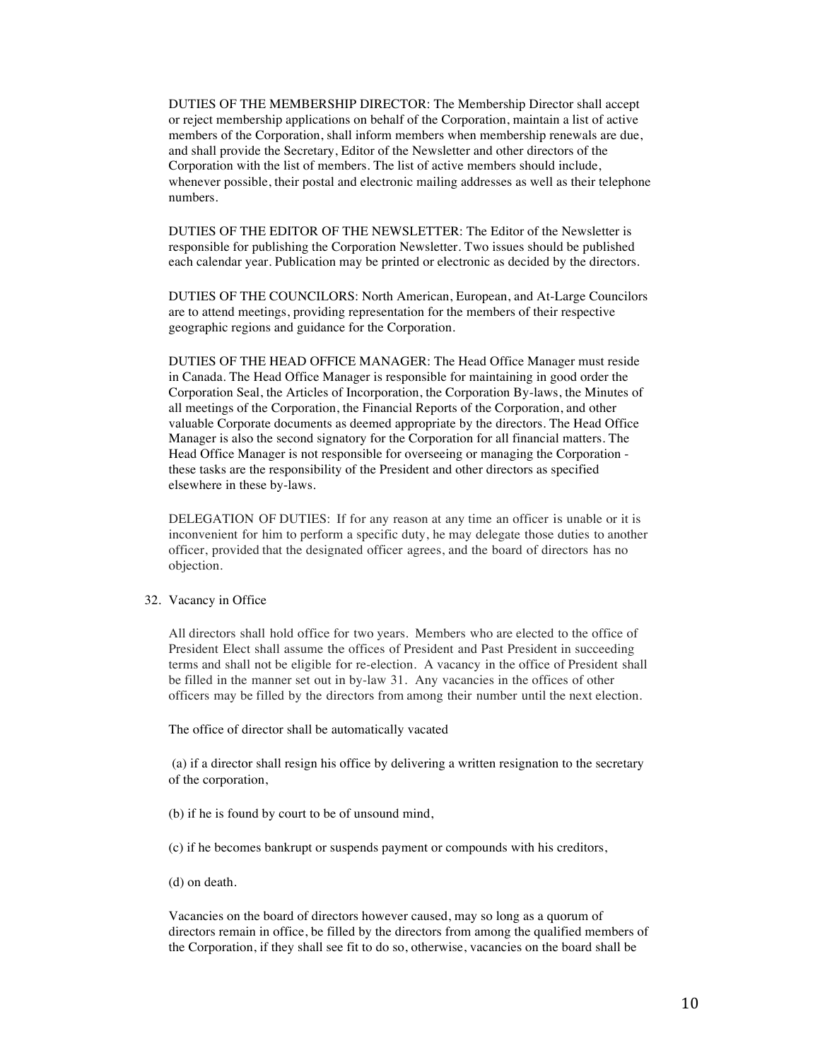DUTIES OF THE MEMBERSHIP DIRECTOR: The Membership Director shall accept or reject membership applications on behalf of the Corporation, maintain a list of active members of the Corporation, shall inform members when membership renewals are due, and shall provide the Secretary, Editor of the Newsletter and other directors of the Corporation with the list of members. The list of active members should include, whenever possible, their postal and electronic mailing addresses as well as their telephone numbers.

DUTIES OF THE EDITOR OF THE NEWSLETTER: The Editor of the Newsletter is responsible for publishing the Corporation Newsletter. Two issues should be published each calendar year. Publication may be printed or electronic as decided by the directors.

DUTIES OF THE COUNCILORS: North American, European, and At-Large Councilors are to attend meetings, providing representation for the members of their respective geographic regions and guidance for the Corporation.

DUTIES OF THE HEAD OFFICE MANAGER: The Head Office Manager must reside in Canada. The Head Office Manager is responsible for maintaining in good order the Corporation Seal, the Articles of Incorporation, the Corporation By-laws, the Minutes of all meetings of the Corporation, the Financial Reports of the Corporation, and other valuable Corporate documents as deemed appropriate by the directors. The Head Office Manager is also the second signatory for the Corporation for all financial matters. The Head Office Manager is not responsible for overseeing or managing the Corporation - these tasks are the responsibility of the President and other directors as specified elsewhere in these by-laws.

DELEGATION OF DUTIES: If for any reason at any time an officer is unable or it is inconvenient for him to perform a specific duty, he may delegate those duties to another officer, provided that the designated officer agrees, and the board of directors has no objection.

32. Vacancy in Office

All directors shall hold office for two years. Members who are elected to the office of President Elect shall assume the offices of President and Past President in succeeding terms and shall not be eligible for re-election. A vacancy in the office of President shall be filled in the manner set out in by-law 31. Any vacancies in the offices of other officers may be filled by the directors from among their number until the next election.

The office of director shall be automatically vacated

(a) if a director shall resign his office by delivering a written resignation to the secretary of the corporation,

(b) if he is found by court to be of unsound mind,

(c) if he becomes bankrupt or suspends payment or compounds with his creditors,

(d) on death.

Vacancies on the board of directors however caused, may so long as a quorum of directors remain in office, be filled by the directors from among the qualified members of the Corporation, if they shall see fit to do so, otherwise, vacancies on the board shall be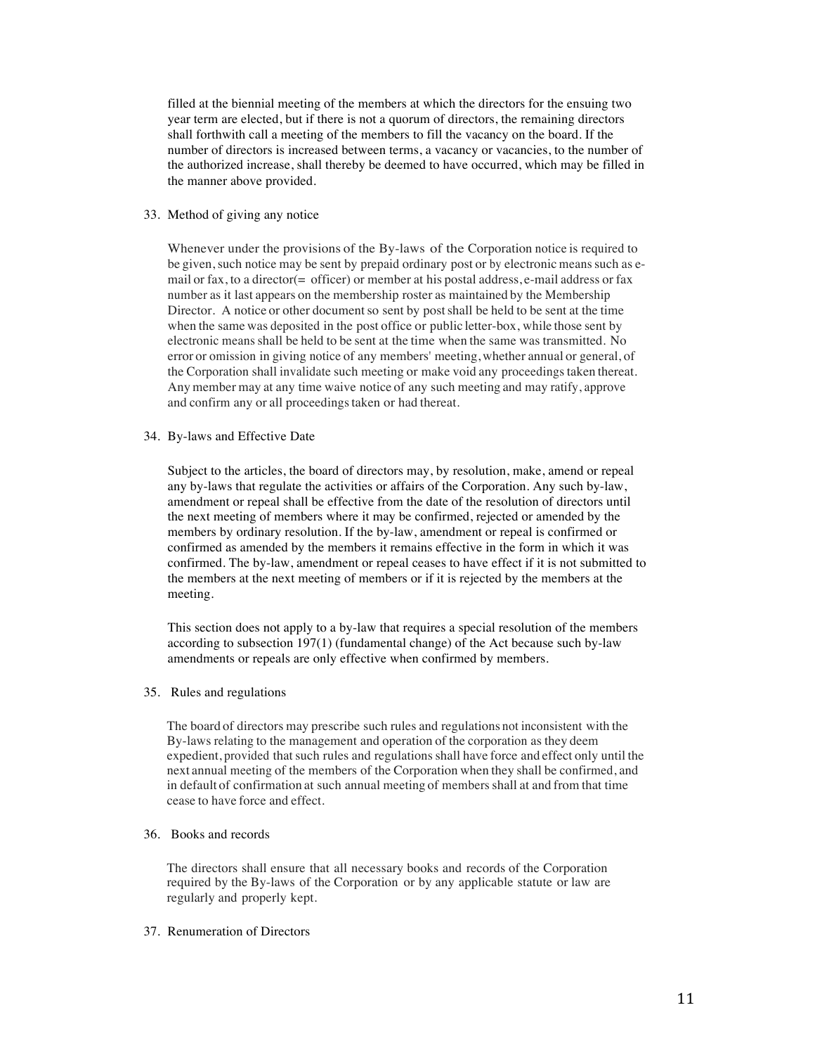filled at the biennial meeting of the members at which the directors for the ensuing two year term are elected, but if there is not a quorum of directors, the remaining directors shall forthwith call a meeting of the members to fill the vacancy on the board. If the number of directors is increased between terms, a vacancy or vacancies, to the number of the authorized increase, shall thereby be deemed to have occurred, which may be filled in the manner above provided.

33. Method of giving any notice

Whenever under the provisions of the By-laws of the Corporation notice is required to be given, such notice may be sent by prepaid ordinary post or by electronic means such as e-mail or fax, to a director(= officer) or member at his postal address, e-mail address or fax number as it last appears on the membership roster as maintained by the Membership Director. A notice or other document so sent by post shall be held to be sent at the time when the same was deposited in the post office or public letter-box, while those sent by electronic means shall be held to be sent at the time when the same was transmitted. No error or omission in giving notice of any members' meeting, whether annual or general, of the Corporation shall invalidate such meeting or make void any proceedings taken thereat. Any member may at any time waive notice of any such meeting and may ratify, approve and confirm any or all proceedings taken or had thereat.

34. By-laws and Effective Date

Subject to the articles, the board of directors may, by resolution, make, amend or repeal any by-laws that regulate the activities or affairs of the Corporation. Any such by-law, amendment or repeal shall be effective from the date of the resolution of directors until the next meeting of members where it may be confirmed, rejected or amended by the members by ordinary resolution. If the by-law, amendment or repeal is confirmed or confirmed as amended by the members it remains effective in the form in which it was confirmed. The by-law, amendment or repeal ceases to have effect if it is not submitted to the members at the next meeting of members or if it is rejected by the members at the meeting.

This section does not apply to a by-law that requires a special resolution of the members according to subsection 197(1) (fundamental change) of the Act because such by-law amendments or repeals are only effective when confirmed by members.

35. Rules and regulations

The board of directors may prescribe such rules and regulations not inconsistent with the By-laws relating to the management and operation of the corporation as they deem expedient, provided that such rules and regulations shall have force and effect only until the next annual meeting of the members of the Corporation when they shall be confirmed, and in default of confirmation at such annual meeting of members shall at and from that time cease to have force and effect.

36. Books and records

The directors shall ensure that all necessary books and records of the Corporation required by the By-laws of the Corporation or by any applicable statute or law are regularly and properly kept.

37. Renumeration of Directors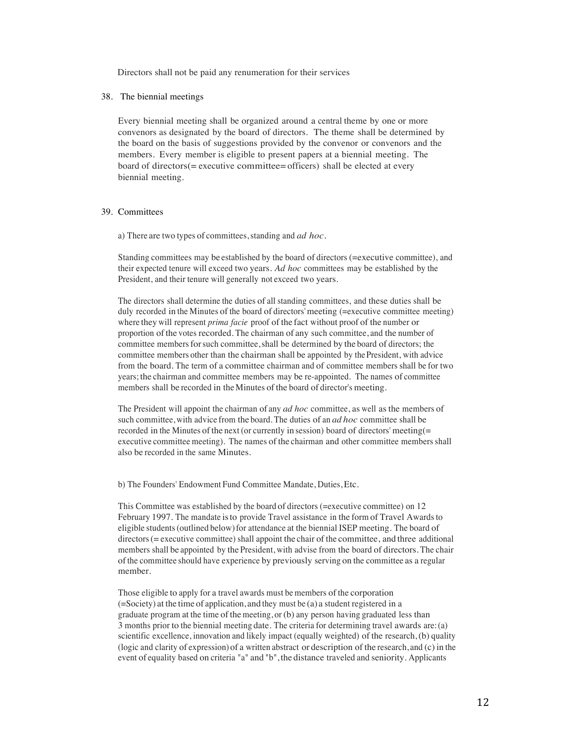Directors shall not be paid any renumeration for their services

38. The biennial meetings

Every biennial meeting shall be organized around a central theme by one or more convenors as designated by the board of directors. The theme shall be determined by the board on the basis of suggestions provided by the convenor or convenors and the members. Every member is eligible to present papers at a biennial meeting. The board of directors(= executive committee= officers) shall be elected at every biennial meeting.

39. Committees

a) There are two types of committees, standing and *ad hoc*.

Standing committees may be established by the board of directors (=executive committee), and their expected tenure will exceed two years. *Ad hoc* committees may be established by the President, and their tenure will generally not exceed two years.

The directors shall determine the duties of all standing committees, and these duties shall be duly recorded in the Minutes of the board of directors' meeting (=executive committee meeting) where they will represent *prima facie* proof of the fact without proof of the number or proportion of the votes recorded. The chairman of any such committee, and the number of committee members for such committee, shall be determined by the board of directors; the committee members other than the chairman shall be appointed by the President, with advice from the board. The term of a committee chairman and of committee members shall be for two years; the chairman and committee members may be re-appointed. The names of committee members shall be recorded in the Minutes of the board of director's meeting.

The President will appoint the chairman of any *ad hoc* committee, as well as the members of such committee, with advice from the board. The duties of an *ad hoc* committee shall be recorded in the Minutes of the next (or currently in session) board of directors' meeting(= executive committee meeting). The names of the chairman and other committee members shall also be recorded in the same Minutes.

b) The Founders' Endowment Fund Committee Mandate, Duties, Etc.

This Committee was established by the board of directors (=executive committee) on 12 February 1997. The mandate is to provide Travel assistance in the form of Travel Awards to eligible students (outlined below) for attendance at the biennial ISEP meeting. The board of directors (= executive committee) shall appoint the chair of the committee, and three additional members shall be appointed by the President, with advise from the board of directors. The chair of the committee should have experience by previously serving on the committee as a regular member.

Those eligible to apply for a travel awards must be members of the corporation (=Society) at the time of application, and they must be (a) a student registered in a graduate program at the time of the meeting, or (b) any person having graduated less than 3 months prior to the biennial meeting date. The criteria for determining travel awards are: (a) scientific excellence, innovation and likely impact (equally weighted) of the research, (b) quality (logic and clarity of expression) of a written abstract or description of the research, and (c) in the event of equality based on criteria "a" and "b", the distance traveled and seniority. Applicants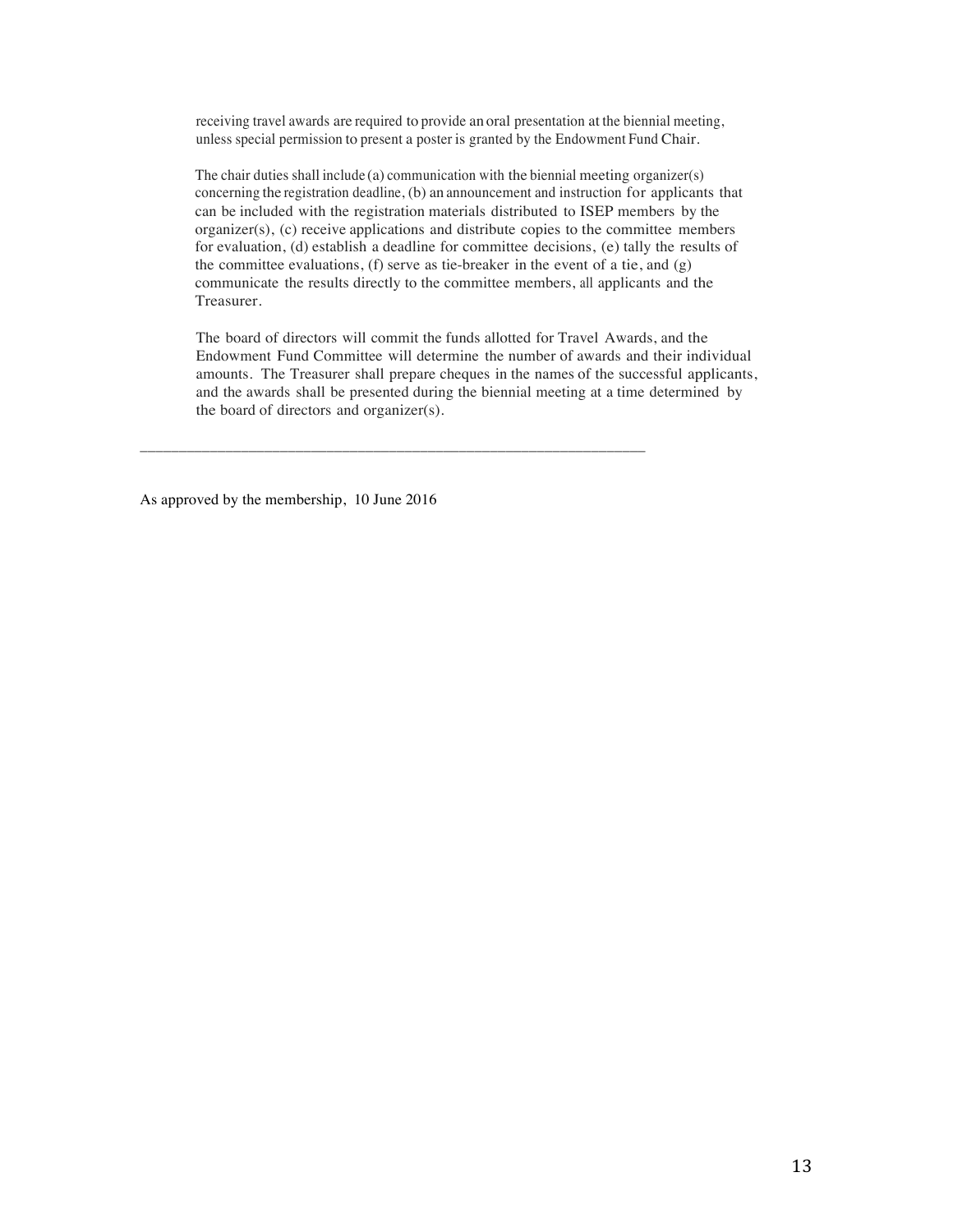receiving travel awards are required to provide an oral presentation at the biennial meeting, unless special permission to present a poster is granted by the Endowment Fund Chair.

The chair duties shall include (a) communication with the biennial meeting organizer(s) concerning the registration deadline, (b) an announcement and instruction for applicants that can be included with the registration materials distributed to ISEP members by the organizer(s), (c) receive applications and distribute copies to the committee members for evaluation, (d) establish a deadline for committee decisions, (e) tally the results of the committee evaluations, (f) serve as tie-breaker in the event of a tie, and (g) communicate the results directly to the committee members, all applicants and the Treasurer.

The board of directors will commit the funds allotted for Travel Awards, and the Endowment Fund Committee will determine the number of awards and their individual amounts. The Treasurer shall prepare cheques in the names of the successful applicants, and the awards shall be presented during the biennial meeting at a time determined by the board of directors and organizer(s).

---

As approved by the membership, 10 June 2016